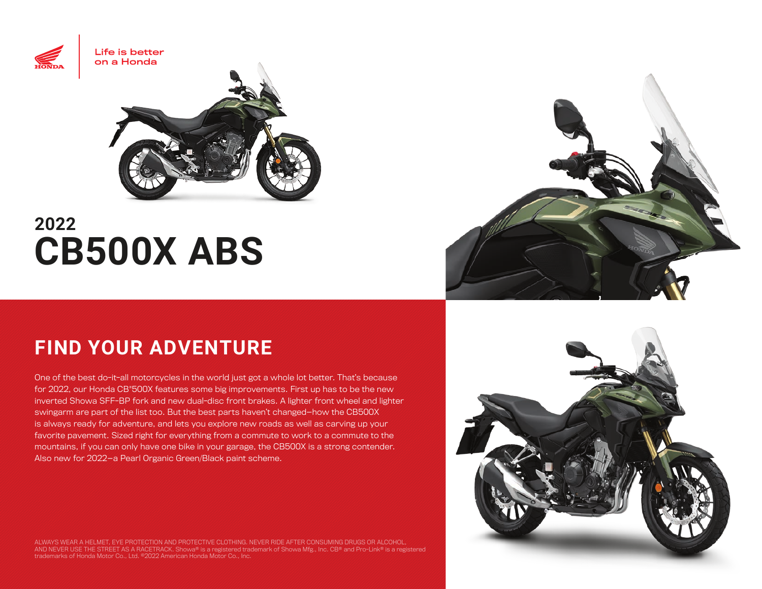Life is better on a Honda

# 2022 CB500X ABS

## FIND YOUR ADVENTURE

One of the best do-it-all motorcycles in the world just got a whole lot better. That's because for 2022, our Honda CB®500X features some big improvements. First up has to be the new inverted Showa SFF-BP fork and new dual-disc front brakes. A lighter front wheel and lighter swingarm are part of the list too. But the best parts haven't changed—how the CB500X is always ready for adventure, and lets you explore new roads as well as carving up your favorite pavement. Sized right for everything from a commute to work to a commute to the mountains, if you can only have one bike in your garage, the CB500X is a strong contender. Also new for 2022—a Pearl Organic Green/Black paint scheme.

ALWAYS WEAR A HELMET, EYE PROTECTION AND PROTECTIVE CLOTHING. NEVER RIDE AFTER CONSUMING DRUGS OR ALCOHOL, AND NEVER USE THE STREET AS A RACETRACK. Showa® is a registered trademark of Showa Mfg., Inc. CB® and Pro-Link® is a registered trademarks of Honda Motor Co., Ltd. ©2022 American Honda Motor Co., Inc.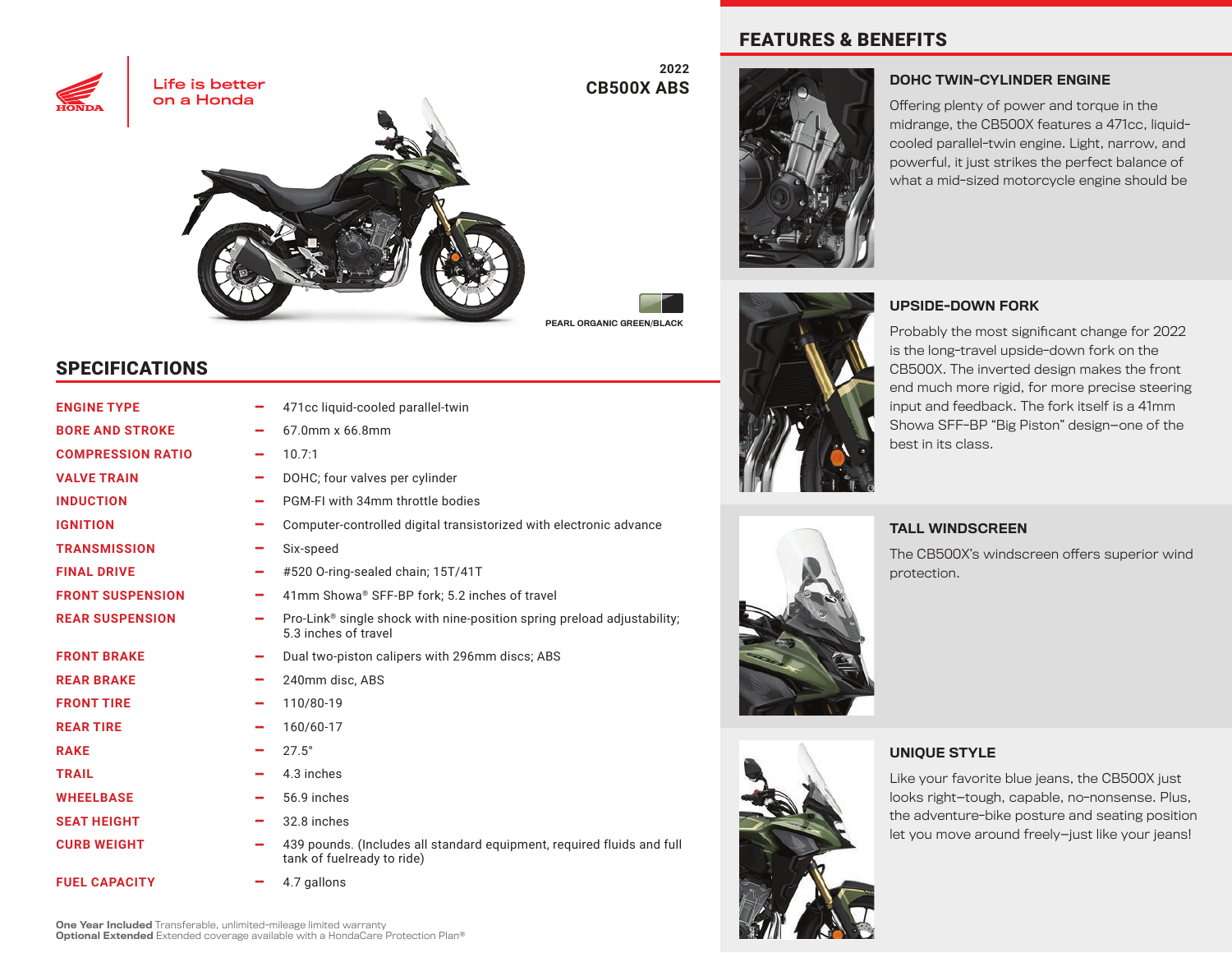Life is better on a Honda

2022
## CB500X ABS

PEARL ORGANIC GREEN/BLACK

## SPECIFICATIONS

| | |
|---|---|
| ENGINE TYPE | 471cc liquid-cooled parallel-twin |
| BORE AND STROKE | 67.0mm x 66.8mm |
| COMPRESSION RATIO | 10.7:1 |
| VALVE TRAIN | DOHC; four valves per cylinder |
| INDUCTION | PGM-FI with 34mm throttle bodies |
| IGNITION | Computer-controlled digital transistorized with electronic advance |
| TRANSMISSION | Six-speed |
| FINAL DRIVE | #520 O-ring-sealed chain; 15T/41T |
| FRONT SUSPENSION | 41mm Showa® SFF-BP fork; 5.2 inches of travel |
| REAR SUSPENSION | Pro-Link® single shock with nine-position spring preload adjustability; 5.3 inches of travel |
| FRONT BRAKE | Dual two-piston calipers with 296mm discs; ABS |
| REAR BRAKE | 240mm disc, ABS |
| FRONT TIRE | 110/80-19 |
| REAR TIRE | 160/60-17 |
| RAKE | 27.5° |
| TRAIL | 4.3 inches |
| WHEELBASE | 56.9 inches |
| SEAT HEIGHT | 32.8 inches |
| CURB WEIGHT | 439 pounds. (Includes all standard equipment, required fluids and full tank of fuelready to ride) |
| FUEL CAPACITY | 4.7 gallons |

**One Year Included** Transferable, unlimited-mileage limited warranty
**Optional Extended** Extended coverage available with a HondaCare Protection Plan®

## FEATURES & BENEFITS

### DOHC TWIN-CYLINDER ENGINE

Offering plenty of power and torque in the midrange, the CB500X features a 471cc, liquid-cooled parallel-twin engine. Light, narrow, and powerful, it just strikes the perfect balance of what a mid-sized motorcycle engine should be

### UPSIDE-DOWN FORK

Probably the most significant change for 2022 is the long-travel upside-down fork on the CB500X. The inverted design makes the front end much more rigid, for more precise steering input and feedback. The fork itself is a 41mm Showa SFF-BP "Big Piston" design—one of the best in its class.

### TALL WINDSCREEN

The CB500X's windscreen offers superior wind protection.

### UNIQUE STYLE

Like your favorite blue jeans, the CB500X just looks right—tough, capable, no-nonsense. Plus, the adventure-bike posture and seating position let you move around freely—just like your jeans!